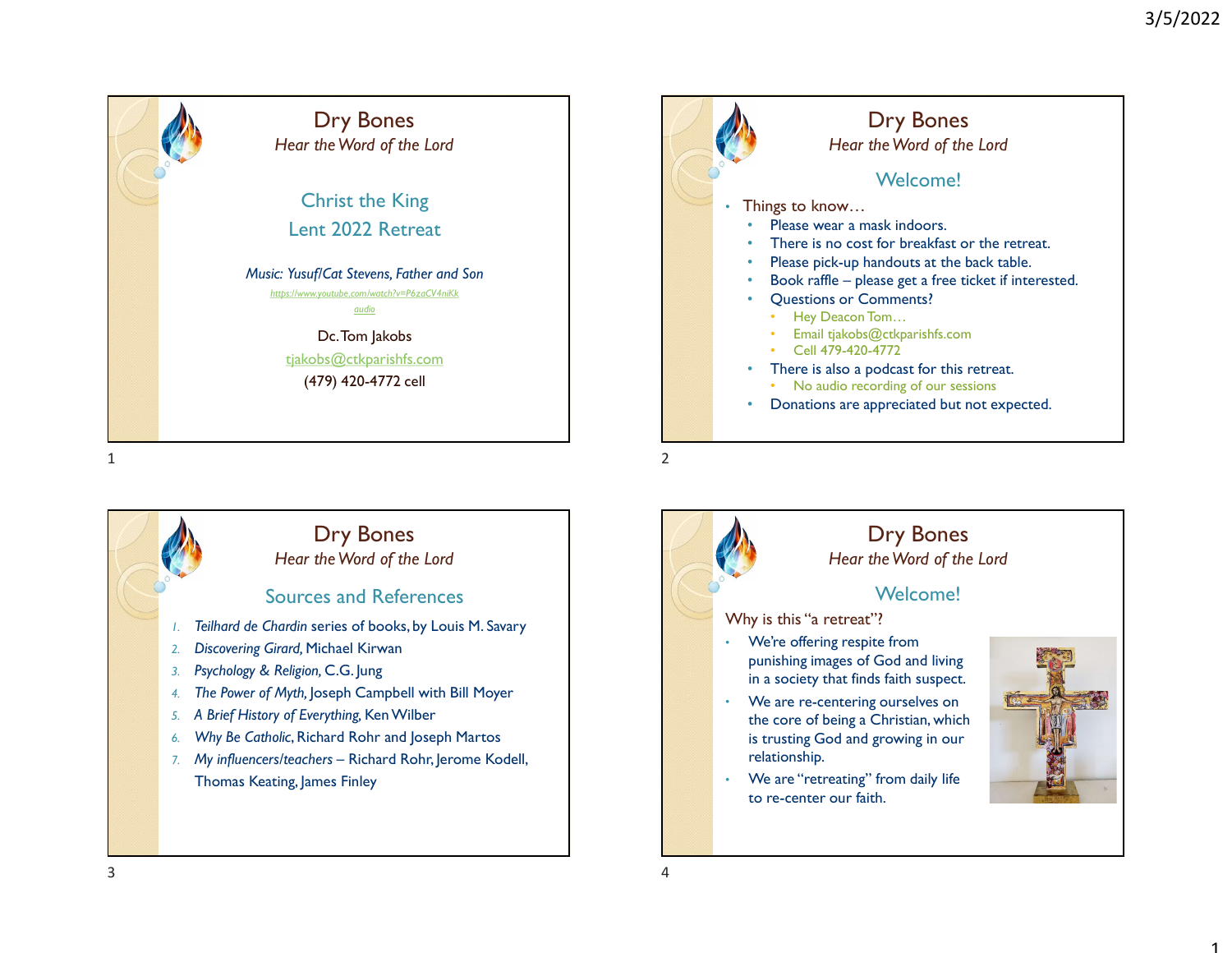# Dry Bones

*Hear the Word of the Lord*

## Christ the King
## Lent 2022 Retreat

*Music: Yusuf/Cat Stevens, Father and Son*

https://www.youtube.com/watch?v=P6zaCV4niKk

audio

Dc. Tom Jakobs

tjakobs@ctkparishfs.com

(479) 420-4772 cell

# Dry Bones

*Hear the Word of the Lord*

## Welcome!

- Things to know…
  - Please wear a mask indoors.
  - There is no cost for breakfast or the retreat.
  - Please pick-up handouts at the back table.
  - Book raffle – please get a free ticket if interested.
  - Questions or Comments?
    - Hey Deacon Tom…
    - Email tjakobs@ctkparishfs.com
    - Cell 479-420-4772
  - There is also a podcast for this retreat.
    - No audio recording of our sessions
  - Donations are appreciated but not expected.

# Dry Bones

*Hear the Word of the Lord*

## Sources and References

1. *Teilhard de Chardin* series of books, by Louis M. Savary
2. *Discovering Girard,* Michael Kirwan
3. *Psychology & Religion,* C.G. Jung
4. *The Power of Myth,* Joseph Campbell with Bill Moyer
5. *A Brief History of Everything,* Ken Wilber
6. *Why Be Catholic*, Richard Rohr and Joseph Martos
7. *My influencers/teachers* – Richard Rohr, Jerome Kodell, Thomas Keating, James Finley

# Dry Bones

*Hear the Word of the Lord*

## Welcome!

Why is this "a retreat"?

- We're offering respite from punishing images of God and living in a society that finds faith suspect.
- We are re-centering ourselves on the core of being a Christian, which is trusting God and growing in our relationship.
- We are "retreating" from daily life to re-center our faith.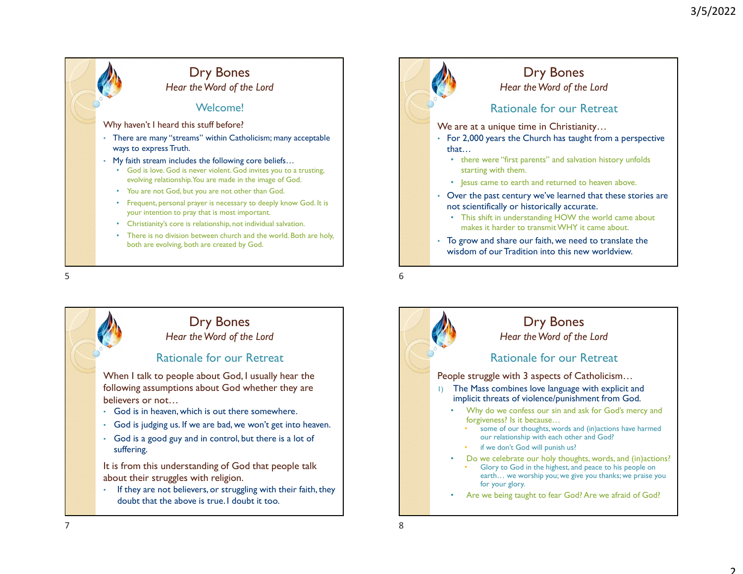## Dry Bones
*Hear the Word of the Lord*

### Welcome!

Why haven't I heard this stuff before?

- There are many "streams" within Catholicism; many acceptable ways to express Truth.
- My faith stream includes the following core beliefs…
  - God is love. God is never violent. God invites you to a trusting, evolving relationship. You are made in the image of God.
  - You are not God, but you are not other than God.
  - Frequent, personal prayer is necessary to deeply know God. It is your intention to pray that is most important.
  - Christianity's core is relationship, not individual salvation.
  - There is no division between church and the world. Both are holy, both are evolving, both are created by God.

## Dry Bones
*Hear the Word of the Lord*

### Rationale for our Retreat

We are at a unique time in Christianity…

- For 2,000 years the Church has taught from a perspective that…
  - there were "first parents" and salvation history unfolds starting with them.
  - Jesus came to earth and returned to heaven above.
- Over the past century we've learned that these stories are not scientifically or historically accurate.
  - This shift in understanding HOW the world came about makes it harder to transmit WHY it came about.
- To grow and share our faith, we need to translate the wisdom of our Tradition into this new worldview.

## Dry Bones
*Hear the Word of the Lord*

### Rationale for our Retreat

When I talk to people about God, I usually hear the following assumptions about God whether they are believers or not…

- God is in heaven, which is out there somewhere.
- God is judging us. If we are bad, we won't get into heaven.
- God is a good guy and in control, but there is a lot of suffering.

It is from this understanding of God that people talk about their struggles with religion.

- If they are not believers, or struggling with their faith, they doubt that the above is true. I doubt it too.

## Dry Bones
*Hear the Word of the Lord*

### Rationale for our Retreat

People struggle with 3 aspects of Catholicism…

1) The Mass combines love language with explicit and implicit threats of violence/punishment from God.
   - Why do we confess our sin and ask for God's mercy and forgiveness? Is it because…
     - some of our thoughts, words and (in)actions have harmed our relationship with each other and God?
     - if we don't God will punish us?
   - Do we celebrate our holy thoughts, words, and (in)actions?
     - Glory to God in the highest, and peace to his people on earth… we worship you; we give you thanks; we praise you for your glory.
   - Are we being taught to fear God? Are we afraid of God?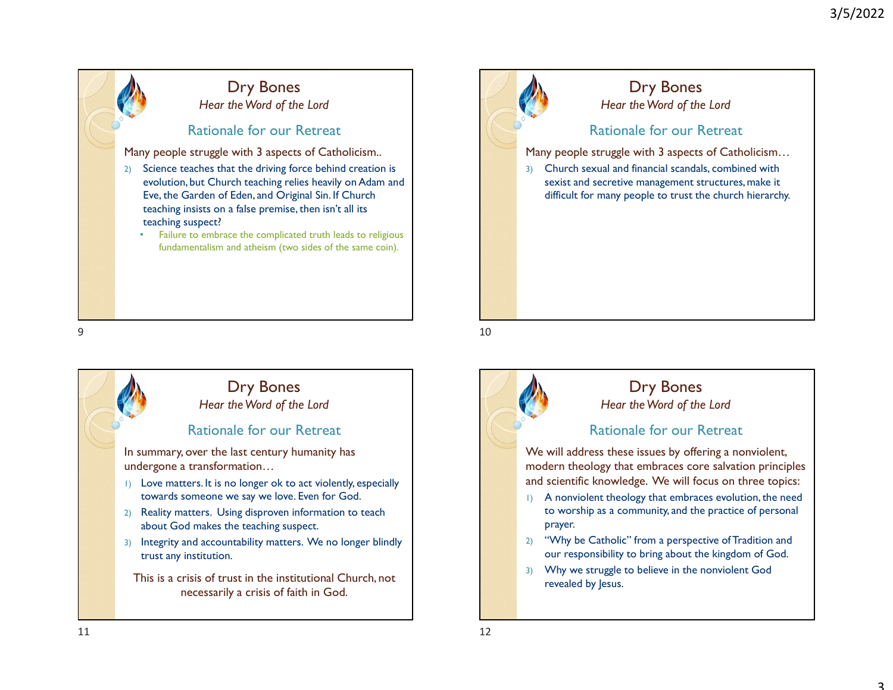## Dry Bones

*Hear the Word of the Lord*

### Rationale for our Retreat

Many people struggle with 3 aspects of Catholicism..

2) Science teaches that the driving force behind creation is evolution, but Church teaching relies heavily on Adam and Eve, the Garden of Eden, and Original Sin. If Church teaching insists on a false premise, then isn't all its teaching suspect?
   - Failure to embrace the complicated truth leads to religious fundamentalism and atheism (two sides of the same coin).

## Dry Bones

*Hear the Word of the Lord*

### Rationale for our Retreat

Many people struggle with 3 aspects of Catholicism…

3) Church sexual and financial scandals, combined with sexist and secretive management structures, make it difficult for many people to trust the church hierarchy.

## Dry Bones

*Hear the Word of the Lord*

### Rationale for our Retreat

In summary, over the last century humanity has undergone a transformation…

1) Love matters. It is no longer ok to act violently, especially towards someone we say we love. Even for God.
2) Reality matters. Using disproven information to teach about God makes the teaching suspect.
3) Integrity and accountability matters. We no longer blindly trust any institution.

This is a crisis of trust in the institutional Church, not necessarily a crisis of faith in God.

## Dry Bones

*Hear the Word of the Lord*

### Rationale for our Retreat

We will address these issues by offering a nonviolent, modern theology that embraces core salvation principles and scientific knowledge. We will focus on three topics:

1) A nonviolent theology that embraces evolution, the need to worship as a community, and the practice of personal prayer.
2) "Why be Catholic" from a perspective of Tradition and our responsibility to bring about the kingdom of God.
3) Why we struggle to believe in the nonviolent God revealed by Jesus.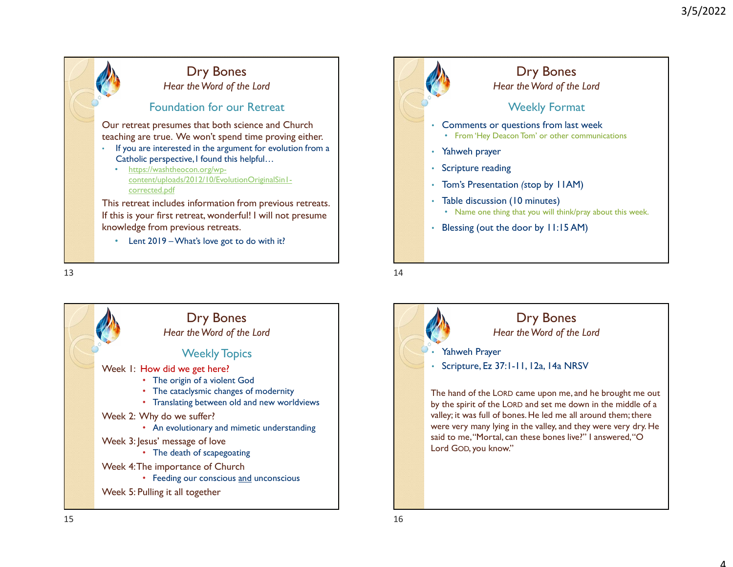## Dry Bones

*Hear the Word of the Lord*

### Foundation for our Retreat

Our retreat presumes that both science and Church teaching are true. We won't spend time proving either.

- If you are interested in the argument for evolution from a Catholic perspective, I found this helpful…
  - https://washtheocon.org/wp-content/uploads/2012/10/EvolutionOriginalSin1-corrected.pdf

This retreat includes information from previous retreats. If this is your first retreat, wonderful! I will not presume knowledge from previous retreats.

- Lent 2019 – What's love got to do with it?

## Dry Bones

*Hear the Word of the Lord*

### Weekly Format

- Comments or questions from last week
  - From 'Hey Deacon Tom' or other communications
- Yahweh prayer
- Scripture reading
- Tom's Presentation (stop by 11AM)
- Table discussion (10 minutes)
  - Name one thing that you will think/pray about this week.
- Blessing (out the door by 11:15 AM)

## Dry Bones

*Hear the Word of the Lord*

### Weekly Topics

Week 1: How did we get here?
- The origin of a violent God
- The cataclysmic changes of modernity
- Translating between old and new worldviews

Week 2: Why do we suffer?
- An evolutionary and mimetic understanding

Week 3: Jesus' message of love
- The death of scapegoating

Week 4: The importance of Church
- Feeding our conscious and unconscious

Week 5: Pulling it all together

## Dry Bones

*Hear the Word of the Lord*

- Yahweh Prayer
- Scripture, Ez 37:1-11, 12a, 14a NRSV

The hand of the LORD came upon me, and he brought me out by the spirit of the LORD and set me down in the middle of a valley; it was full of bones. He led me all around them; there were very many lying in the valley, and they were very dry. He said to me, "Mortal, can these bones live?" I answered, "O Lord GOD, you know."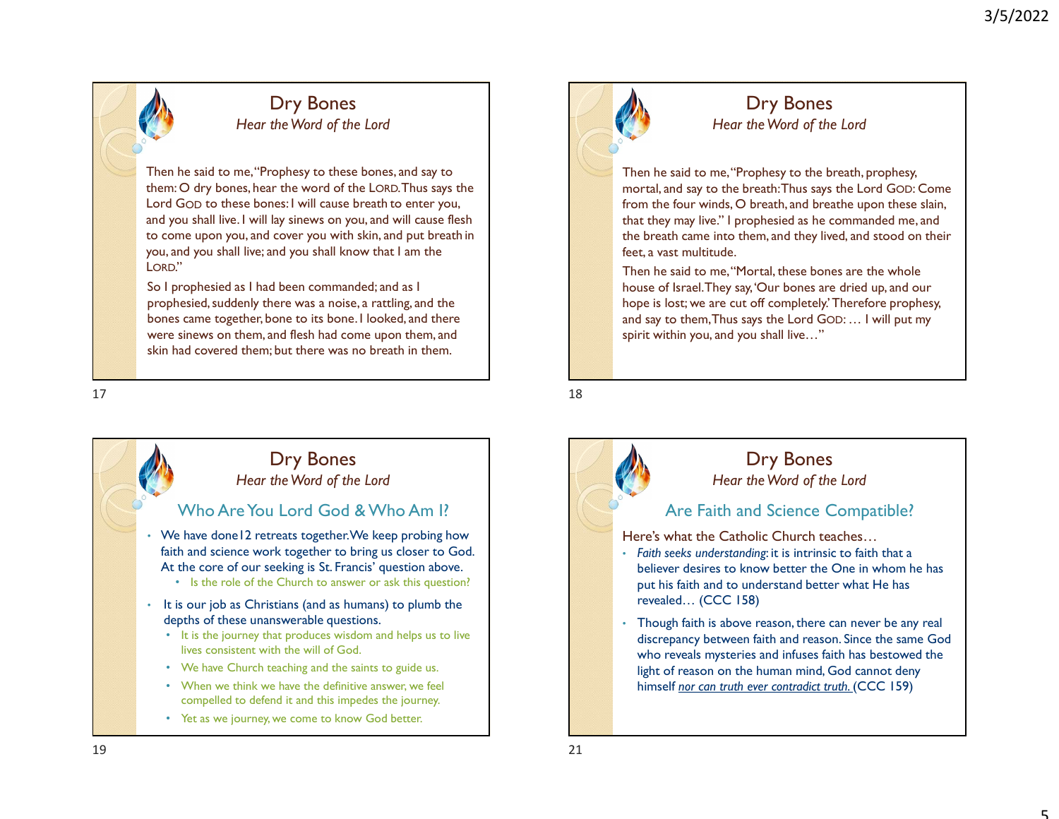# Dry Bones

*Hear the Word of the Lord*

Then he said to me, "Prophesy to these bones, and say to them: O dry bones, hear the word of the LORD. Thus says the Lord GOD to these bones: I will cause breath to enter you, and you shall live. I will lay sinews on you, and will cause flesh to come upon you, and cover you with skin, and put breath in you, and you shall live; and you shall know that I am the LORD."

So I prophesied as I had been commanded; and as I prophesied, suddenly there was a noise, a rattling, and the bones came together, bone to its bone. I looked, and there were sinews on them, and flesh had come upon them, and skin had covered them; but there was no breath in them.

# Dry Bones

*Hear the Word of the Lord*

Then he said to me, "Prophesy to the breath, prophesy, mortal, and say to the breath: Thus says the Lord GOD: Come from the four winds, O breath, and breathe upon these slain, that they may live." I prophesied as he commanded me, and the breath came into them, and they lived, and stood on their feet, a vast multitude.

Then he said to me, "Mortal, these bones are the whole house of Israel. They say, 'Our bones are dried up, and our hope is lost; we are cut off completely.' Therefore prophesy, and say to them, Thus says the Lord GOD: … I will put my spirit within you, and you shall live…"

# Dry Bones

*Hear the Word of the Lord*

## Who Are You Lord God & Who Am I?

- We have done 12 retreats together. We keep probing how faith and science work together to bring us closer to God. At the core of our seeking is St. Francis' question above.
  - Is the role of the Church to answer or ask this question?
- It is our job as Christians (and as humans) to plumb the depths of these unanswerable questions.
  - It is the journey that produces wisdom and helps us to live lives consistent with the will of God.
  - We have Church teaching and the saints to guide us.
  - When we think we have the definitive answer, we feel compelled to defend it and this impedes the journey.
  - Yet as we journey, we come to know God better.

# Dry Bones

*Hear the Word of the Lord*

## Are Faith and Science Compatible?

Here's what the Catholic Church teaches…

- *Faith seeks understanding*: it is intrinsic to faith that a believer desires to know better the One in whom he has put his faith and to understand better what He has revealed… (CCC 158)
- Though faith is above reason, there can never be any real discrepancy between faith and reason. Since the same God who reveals mysteries and infuses faith has bestowed the light of reason on the human mind, God cannot deny himself *nor can truth ever contradict truth.* (CCC 159)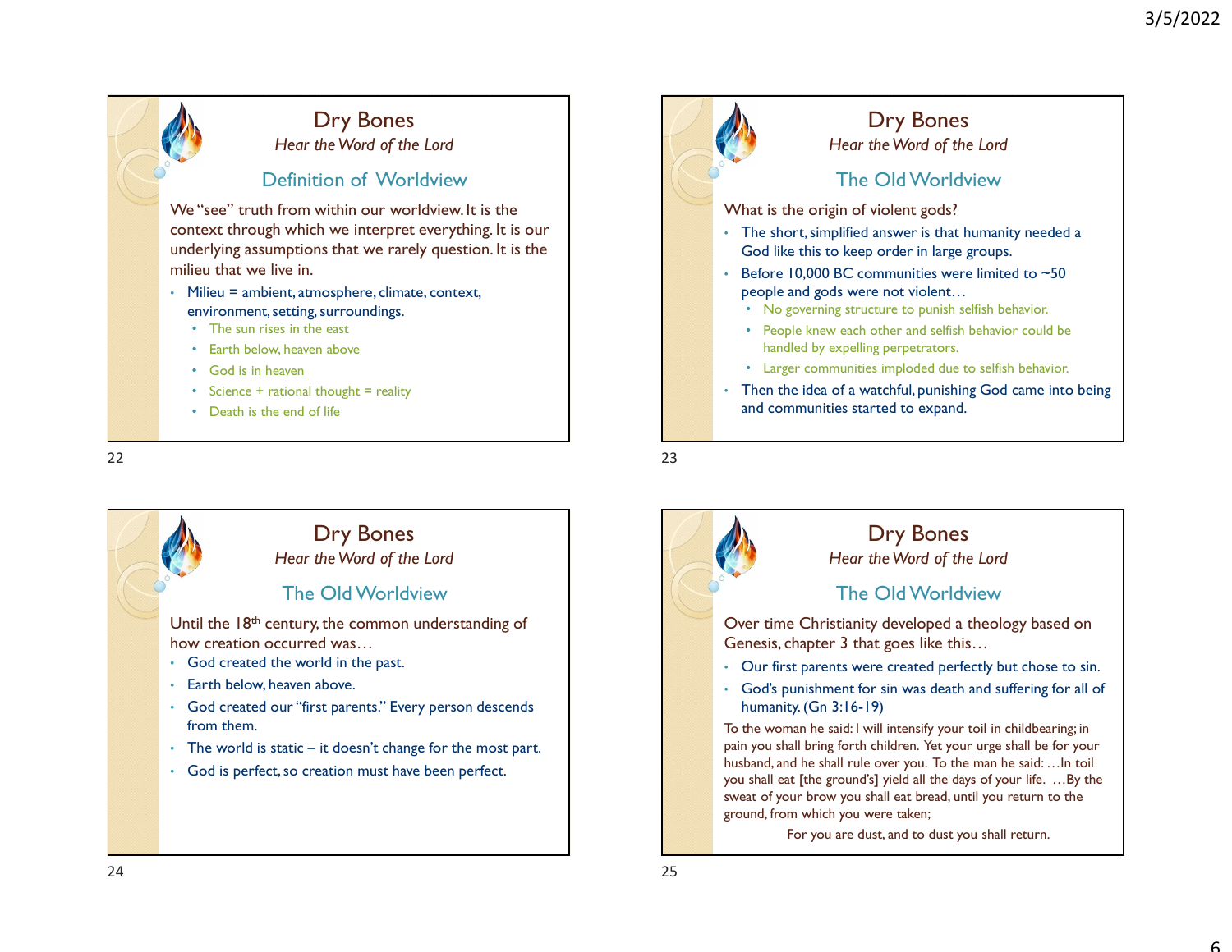## Dry Bones

*Hear the Word of the Lord*

### Definition of Worldview

We "see" truth from within our worldview. It is the context through which we interpret everything. It is our underlying assumptions that we rarely question. It is the milieu that we live in.

- Milieu = ambient, atmosphere, climate, context, environment, setting, surroundings.
  - The sun rises in the east
  - Earth below, heaven above
  - God is in heaven
  - Science + rational thought = reality
  - Death is the end of life

## Dry Bones

*Hear the Word of the Lord*

### The Old Worldview

What is the origin of violent gods?

- The short, simplified answer is that humanity needed a God like this to keep order in large groups.
- Before 10,000 BC communities were limited to ~50 people and gods were not violent…
  - No governing structure to punish selfish behavior.
  - People knew each other and selfish behavior could be handled by expelling perpetrators.
  - Larger communities imploded due to selfish behavior.
- Then the idea of a watchful, punishing God came into being and communities started to expand.

## Dry Bones

*Hear the Word of the Lord*

### The Old Worldview

Until the 18th century, the common understanding of how creation occurred was…

- God created the world in the past.
- Earth below, heaven above.
- God created our "first parents." Every person descends from them.
- The world is static – it doesn't change for the most part.
- God is perfect, so creation must have been perfect.

## Dry Bones

*Hear the Word of the Lord*

### The Old Worldview

Over time Christianity developed a theology based on Genesis, chapter 3 that goes like this…

- Our first parents were created perfectly but chose to sin.
- God's punishment for sin was death and suffering for all of humanity. (Gn 3:16-19)

To the woman he said: I will intensify your toil in childbearing; in pain you shall bring forth children. Yet your urge shall be for your husband, and he shall rule over you. To the man he said: …In toil you shall eat [the ground's] yield all the days of your life. …By the sweat of your brow you shall eat bread, until you return to the ground, from which you were taken;

For you are dust, and to dust you shall return.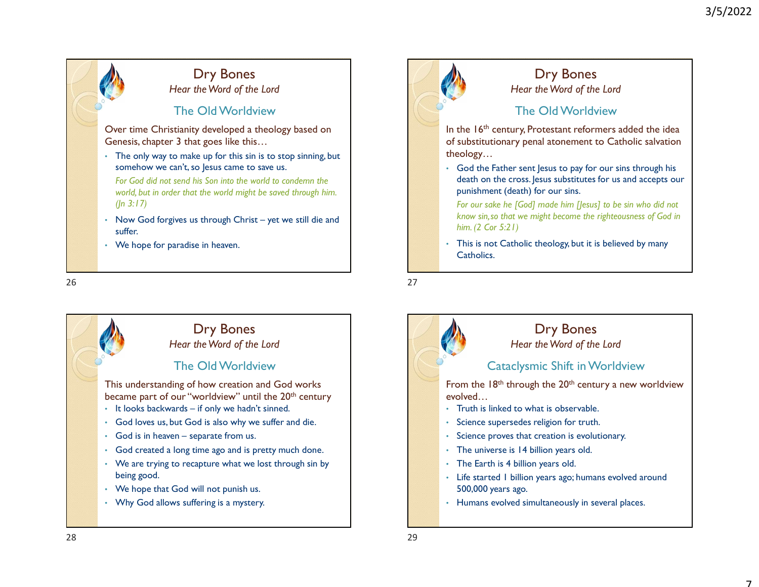## Dry Bones

*Hear the Word of the Lord*

### The Old Worldview

Over time Christianity developed a theology based on Genesis, chapter 3 that goes like this…

- The only way to make up for this sin is to stop sinning, but somehow we can't, so Jesus came to save us.

  *For God did not send his Son into the world to condemn the world, but in order that the world might be saved through him. (Jn 3:17)*

- Now God forgives us through Christ – yet we still die and suffer.
- We hope for paradise in heaven.

## Dry Bones

*Hear the Word of the Lord*

### The Old Worldview

In the 16th century, Protestant reformers added the idea of substitutionary penal atonement to Catholic salvation theology…

- God the Father sent Jesus to pay for our sins through his death on the cross. Jesus substitutes for us and accepts our punishment (death) for our sins.

  *For our sake he [God] made him [Jesus] to be sin who did not know sin, so that we might become the righteousness of God in him. (2 Cor 5:21)*

- This is not Catholic theology, but it is believed by many Catholics.

## Dry Bones

*Hear the Word of the Lord*

### The Old Worldview

This understanding of how creation and God works became part of our "worldview" until the 20th century

- It looks backwards – if only we hadn't sinned.
- God loves us, but God is also why we suffer and die.
- God is in heaven – separate from us.
- God created a long time ago and is pretty much done.
- We are trying to recapture what we lost through sin by being good.
- We hope that God will not punish us.
- Why God allows suffering is a mystery.

## Dry Bones

*Hear the Word of the Lord*

### Cataclysmic Shift in Worldview

From the 18th through the 20th century a new worldview evolved…

- Truth is linked to what is observable.
- Science supersedes religion for truth.
- Science proves that creation is evolutionary.
- The universe is 14 billion years old.
- The Earth is 4 billion years old.
- Life started 1 billion years ago; humans evolved around 500,000 years ago.
- Humans evolved simultaneously in several places.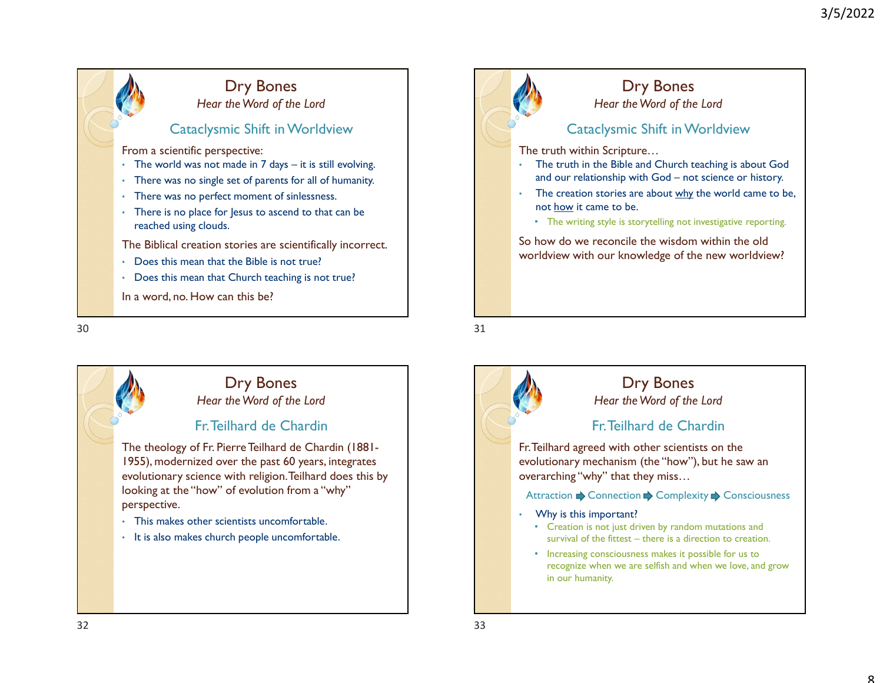# Dry Bones

*Hear the Word of the Lord*

## Cataclysmic Shift in Worldview

From a scientific perspective:

- The world was not made in 7 days – it is still evolving.
- There was no single set of parents for all of humanity.
- There was no perfect moment of sinlessness.
- There is no place for Jesus to ascend to that can be reached using clouds.

The Biblical creation stories are scientifically incorrect.

- Does this mean that the Bible is not true?
- Does this mean that Church teaching is not true?

In a word, no. How can this be?

# Dry Bones

*Hear the Word of the Lord*

## Cataclysmic Shift in Worldview

The truth within Scripture…

- The truth in the Bible and Church teaching is about God and our relationship with God – not science or history.
- The creation stories are about why the world came to be, not how it came to be.
  - The writing style is storytelling not investigative reporting.

So how do we reconcile the wisdom within the old worldview with our knowledge of the new worldview?

# Dry Bones

*Hear the Word of the Lord*

## Fr. Teilhard de Chardin

The theology of Fr. Pierre Teilhard de Chardin (1881-1955), modernized over the past 60 years, integrates evolutionary science with religion. Teilhard does this by looking at the "how" of evolution from a "why" perspective.

- This makes other scientists uncomfortable.
- It is also makes church people uncomfortable.

# Dry Bones

*Hear the Word of the Lord*

## Fr. Teilhard de Chardin

Fr. Teilhard agreed with other scientists on the evolutionary mechanism (the "how"), but he saw an overarching "why" that they miss…

Attraction ➡ Connection ➡ Complexity ➡ Consciousness

- Why is this important?
  - Creation is not just driven by random mutations and survival of the fittest – there is a direction to creation.
  - Increasing consciousness makes it possible for us to recognize when we are selfish and when we love, and grow in our humanity.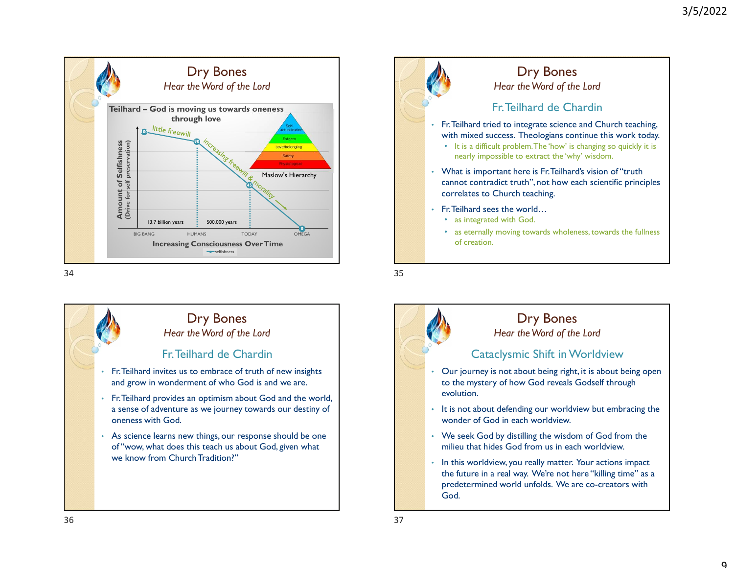## Dry Bones

*Hear the Word of the Lord*

**Teilhard – God is moving us towards oneness through love**

Amount of Selfishness (Drive for self preservation)

little freewill — 100, 90

increasing freewill & morality — 45, 0

Maslow's Hierarchy: Self-actualization, Esteem, Love/belonging, Safety, Physiological

13.7 billion years — 500,000 years

BIG BANG — HUMANS — TODAY — OMEGA

**Increasing Consciousness Over Time**

selfishness

## Dry Bones

*Hear the Word of the Lord*

### Fr. Teilhard de Chardin

- Fr. Teilhard tried to integrate science and Church teaching, with mixed success. Theologians continue this work today.
  - It is a difficult problem. The 'how' is changing so quickly it is nearly impossible to extract the 'why' wisdom.
- What is important here is Fr. Teilhard's vision of "truth cannot contradict truth", not how each scientific principles correlates to Church teaching.
- Fr. Teilhard sees the world…
  - as integrated with God.
  - as eternally moving towards wholeness, towards the fullness of creation.

## Dry Bones

*Hear the Word of the Lord*

### Fr. Teilhard de Chardin

- Fr. Teilhard invites us to embrace of truth of new insights and grow in wonderment of who God is and we are.
- Fr. Teilhard provides an optimism about God and the world, a sense of adventure as we journey towards our destiny of oneness with God.
- As science learns new things, our response should be one of "wow, what does this teach us about God, given what we know from Church Tradition?"

## Dry Bones

*Hear the Word of the Lord*

### Cataclysmic Shift in Worldview

- Our journey is not about being right, it is about being open to the mystery of how God reveals Godself through evolution.
- It is not about defending our worldview but embracing the wonder of God in each worldview.
- We seek God by distilling the wisdom of God from the milieu that hides God from us in each worldview.
- In this worldview, you really matter. Your actions impact the future in a real way. We're not here "killing time" as a predetermined world unfolds. We are co-creators with God.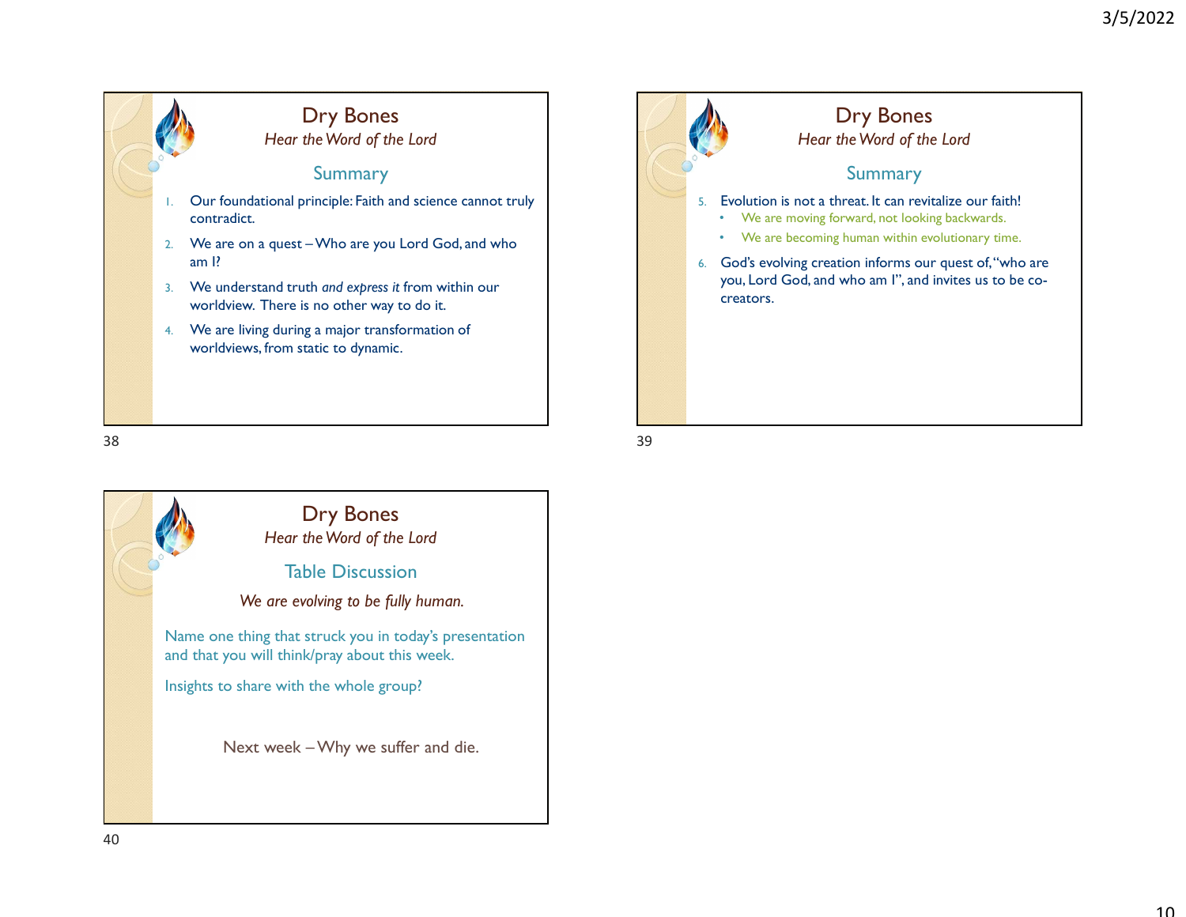## Dry Bones

*Hear the Word of the Lord*

### Summary

1. Our foundational principle: Faith and science cannot truly contradict.
2. We are on a quest – Who are you Lord God, and who am I?
3. We understand truth *and express it* from within our worldview. There is no other way to do it.
4. We are living during a major transformation of worldviews, from static to dynamic.

## Dry Bones

*Hear the Word of the Lord*

### Summary

5. Evolution is not a threat. It can revitalize our faith!
   - We are moving forward, not looking backwards.
   - We are becoming human within evolutionary time.
6. God's evolving creation informs our quest of, "who are you, Lord God, and who am I", and invites us to be co-creators.

## Dry Bones

*Hear the Word of the Lord*

### Table Discussion

*We are evolving to be fully human.*

Name one thing that struck you in today's presentation and that you will think/pray about this week.

Insights to share with the whole group?

Next week – Why we suffer and die.